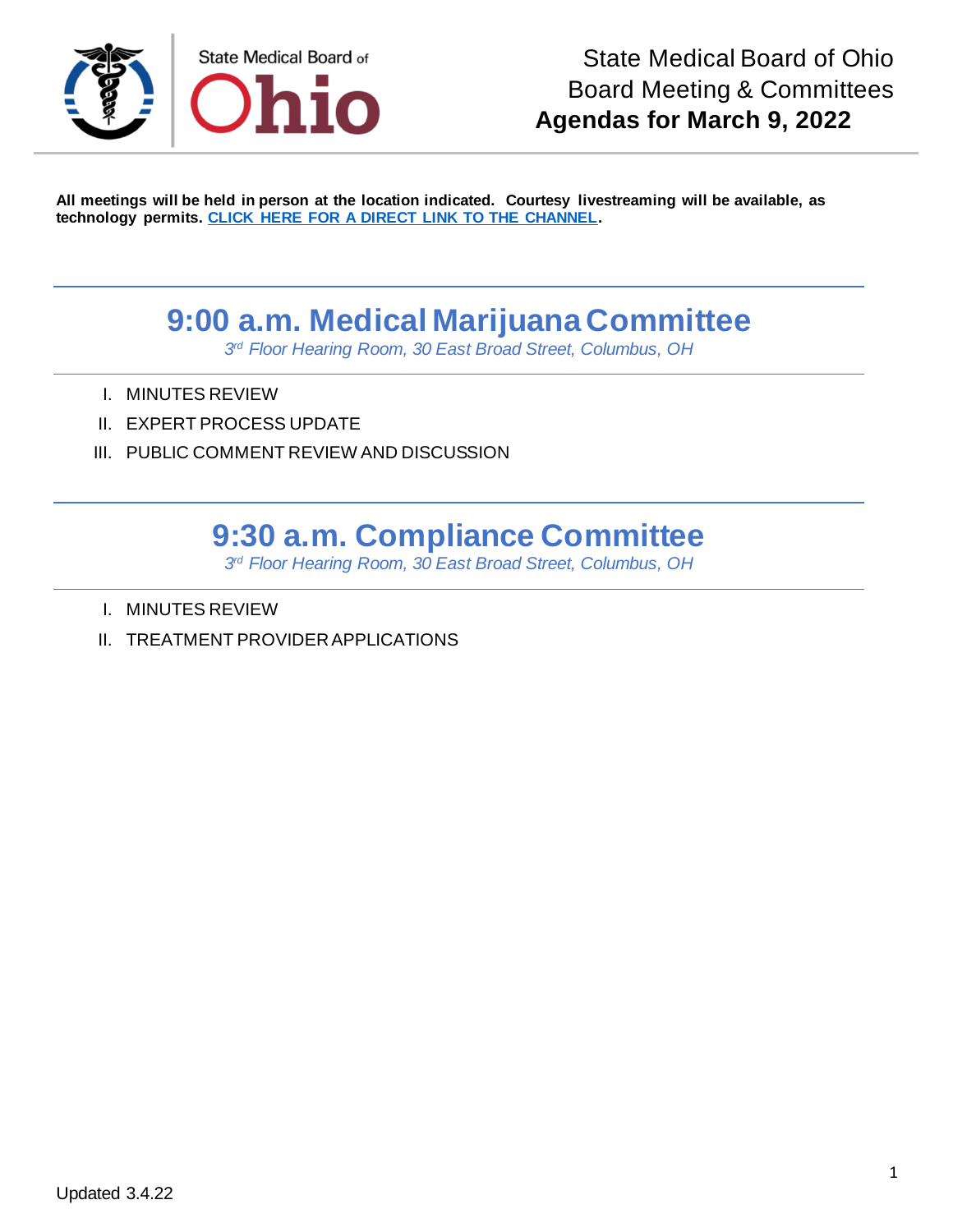State Medical Board of Ohio
Board Meeting & Committees
**Agendas for March 9, 2022**

**All meetings will be held in person at the location indicated. Courtesy livestreaming will be available, as technology permits. [CLICK HERE FOR A DIRECT LINK TO THE CHANNEL].**

## 9:00 a.m. Medical Marijuana Committee

*3rd Floor Hearing Room, 30 East Broad Street, Columbus, OH*

I. MINUTES REVIEW
II. EXPERT PROCESS UPDATE
III. PUBLIC COMMENT REVIEW AND DISCUSSION

## 9:30 a.m. Compliance Committee

*3rd Floor Hearing Room, 30 East Broad Street, Columbus, OH*

I. MINUTES REVIEW
II. TREATMENT PROVIDER APPLICATIONS

Updated 3.4.22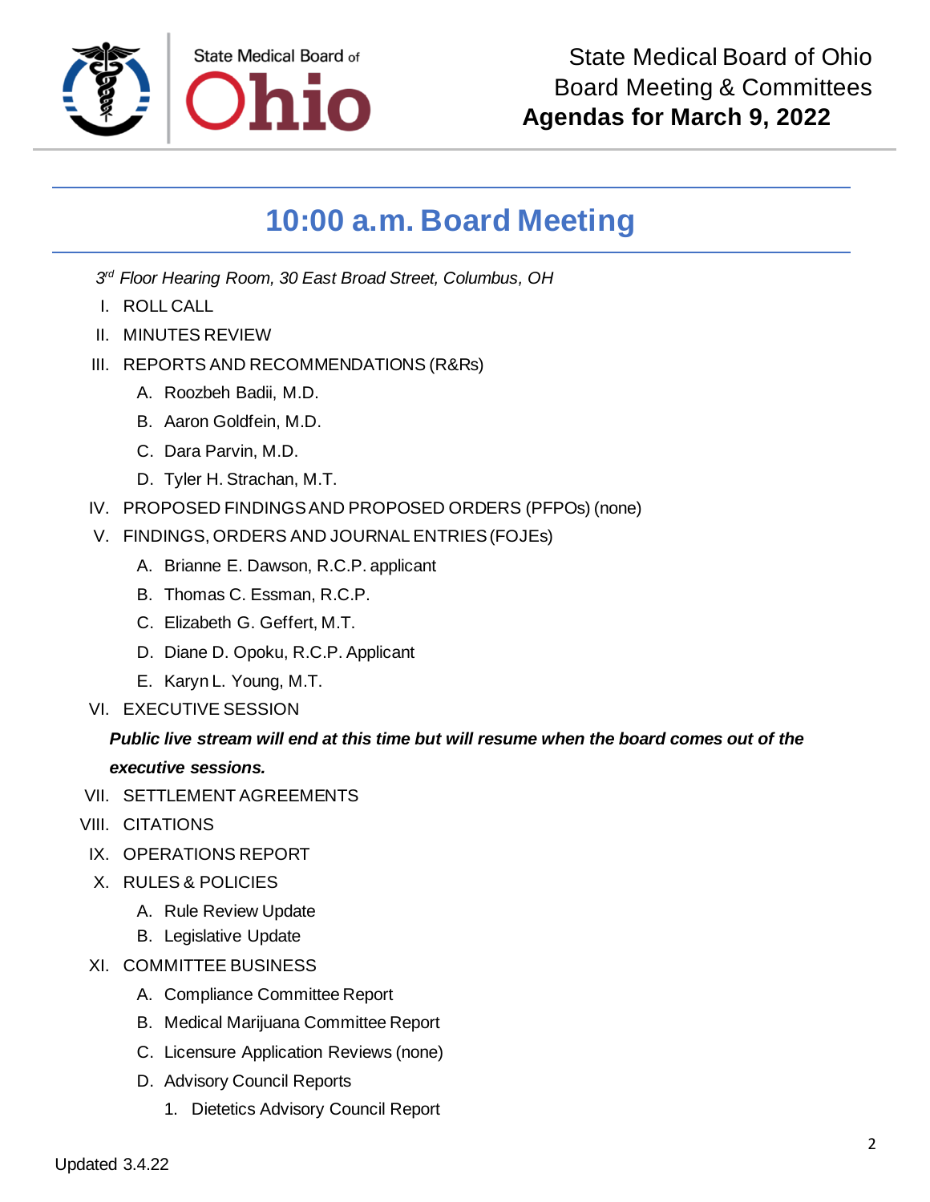State Medical Board of Ohio
Board Meeting & Committees
**Agendas for March 9, 2022**

## 10:00 a.m. Board Meeting

*3rd Floor Hearing Room, 30 East Broad Street, Columbus, OH*

I. ROLL CALL

II. MINUTES REVIEW

III. REPORTS AND RECOMMENDATIONS (R&Rs)

   A. Roozbeh Badii, M.D.

   B. Aaron Goldfein, M.D.

   C. Dara Parvin, M.D.

   D. Tyler H. Strachan, M.T.

IV. PROPOSED FINDINGS AND PROPOSED ORDERS (PFPOs) (none)

V. FINDINGS, ORDERS AND JOURNAL ENTRIES (FOJEs)

   A. Brianne E. Dawson, R.C.P. applicant

   B. Thomas C. Essman, R.C.P.

   C. Elizabeth G. Geffert, M.T.

   D. Diane D. Opoku, R.C.P. Applicant

   E. Karyn L. Young, M.T.

VI. EXECUTIVE SESSION

***Public live stream will end at this time but will resume when the board comes out of the executive sessions.***

VII. SETTLEMENT AGREEMENTS

VIII. CITATIONS

IX. OPERATIONS REPORT

X. RULES & POLICIES

   A. Rule Review Update

   B. Legislative Update

XI. COMMITTEE BUSINESS

   A. Compliance Committee Report

   B. Medical Marijuana Committee Report

   C. Licensure Application Reviews (none)

   D. Advisory Council Reports

      1. Dietetics Advisory Council Report

Updated 3.4.22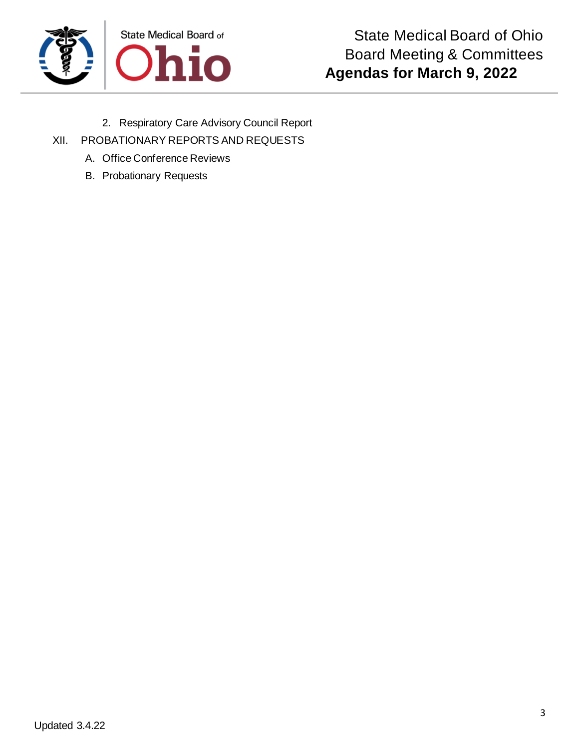2. Respiratory Care Advisory Council Report

XII. PROBATIONARY REPORTS AND REQUESTS

A. Office Conference Reviews

B. Probationary Requests